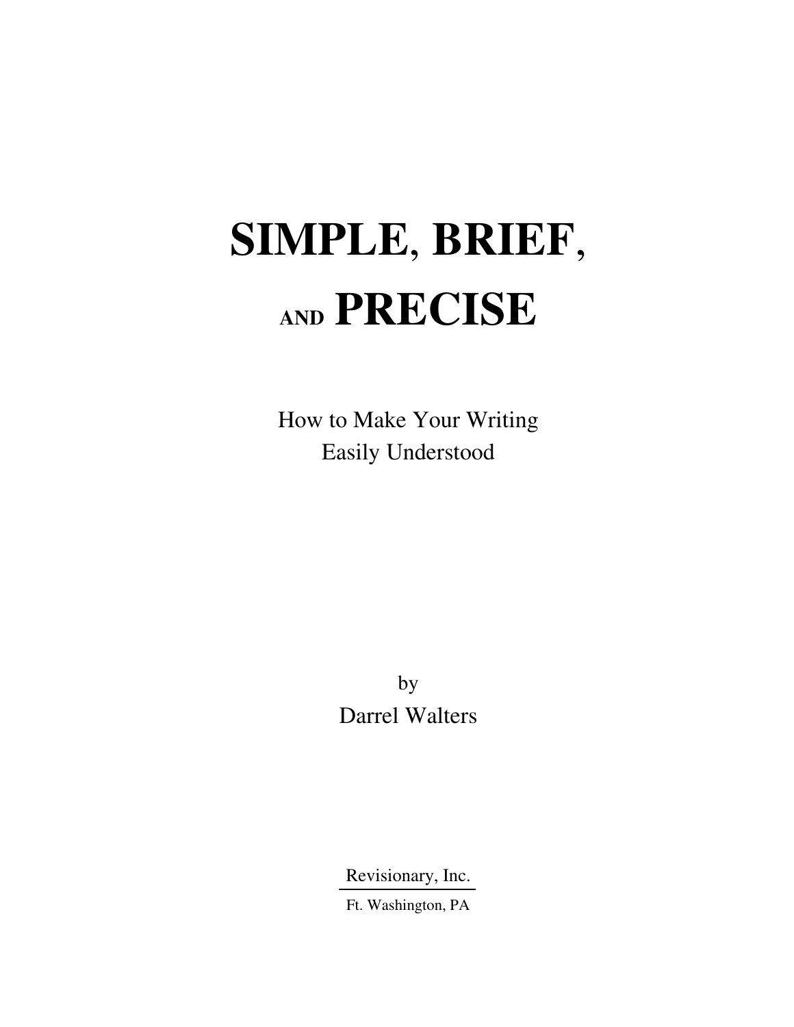# SIMPLE, BRIEF, AND PRECISE

How to Make Your Writing
Easily Understood

by
Darrel Walters

Revisionary, Inc.

Ft. Washington, PA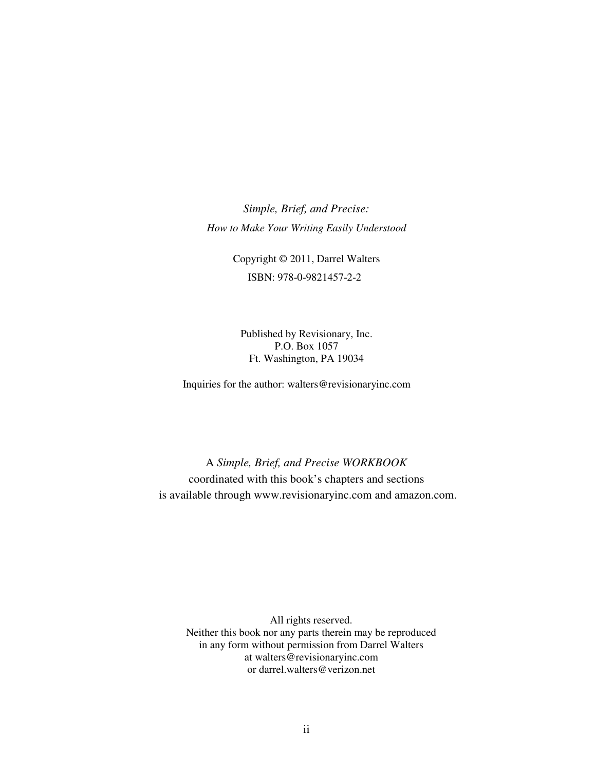*Simple, Brief, and Precise:*
*How to Make Your Writing Easily Understood*

Copyright © 2011, Darrel Walters
ISBN: 978-0-9821457-2-2

Published by Revisionary, Inc.
P.O. Box 1057
Ft. Washington, PA 19034

Inquiries for the author: walters@revisionaryinc.com

A *Simple, Brief, and Precise WORKBOOK*
coordinated with this book's chapters and sections
is available through www.revisionaryinc.com and amazon.com.

All rights reserved.
Neither this book nor any parts therein may be reproduced
in any form without permission from Darrel Walters
at walters@revisionaryinc.com
or darrel.walters@verizon.net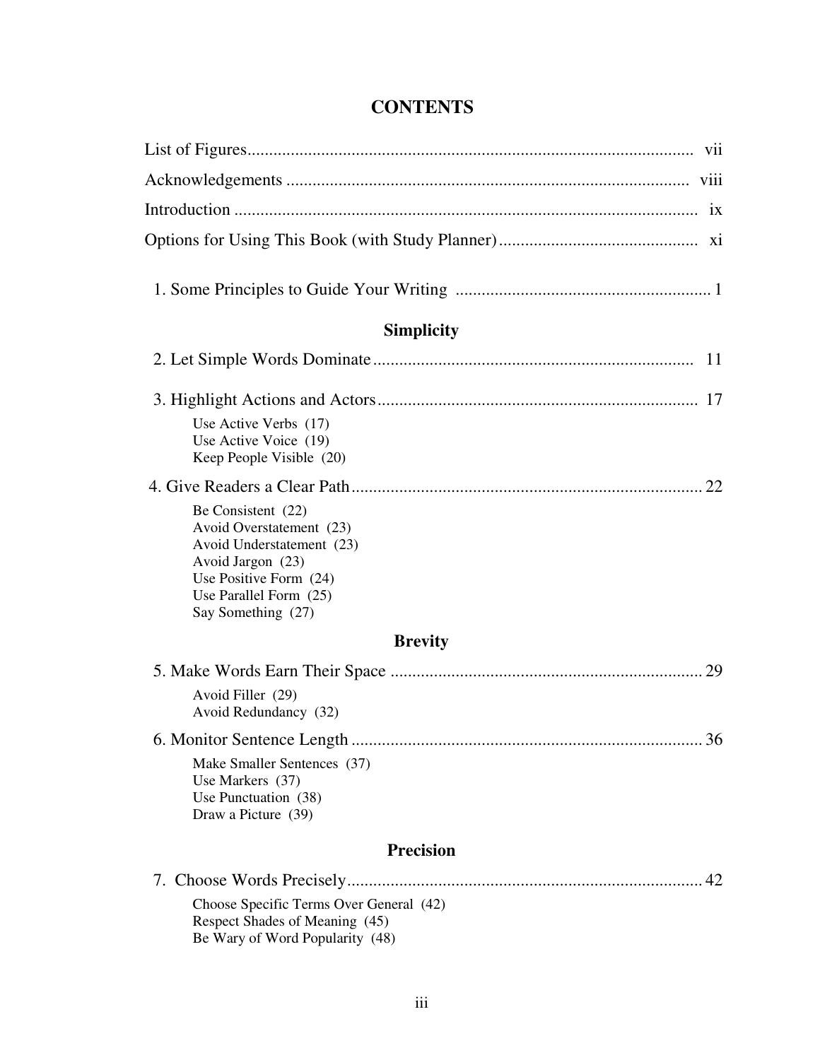# CONTENTS

List of Figures ... vii

Acknowledgements ... viii

Introduction ... ix

Options for Using This Book (with Study Planner) ... xi

1. Some Principles to Guide Your Writing ... 1

## Simplicity

2. Let Simple Words Dominate ... 11

3. Highlight Actions and Actors ... 17
   - Use Active Verbs (17)
   - Use Active Voice (19)
   - Keep People Visible (20)

4. Give Readers a Clear Path ... 22
   - Be Consistent (22)
   - Avoid Overstatement (23)
   - Avoid Understatement (23)
   - Avoid Jargon (23)
   - Use Positive Form (24)
   - Use Parallel Form (25)
   - Say Something (27)

## Brevity

5. Make Words Earn Their Space ... 29
   - Avoid Filler (29)
   - Avoid Redundancy (32)

6. Monitor Sentence Length ... 36
   - Make Smaller Sentences (37)
   - Use Markers (37)
   - Use Punctuation (38)
   - Draw a Picture (39)

## Precision

7. Choose Words Precisely ... 42
   - Choose Specific Terms Over General (42)
   - Respect Shades of Meaning (45)
   - Be Wary of Word Popularity (48)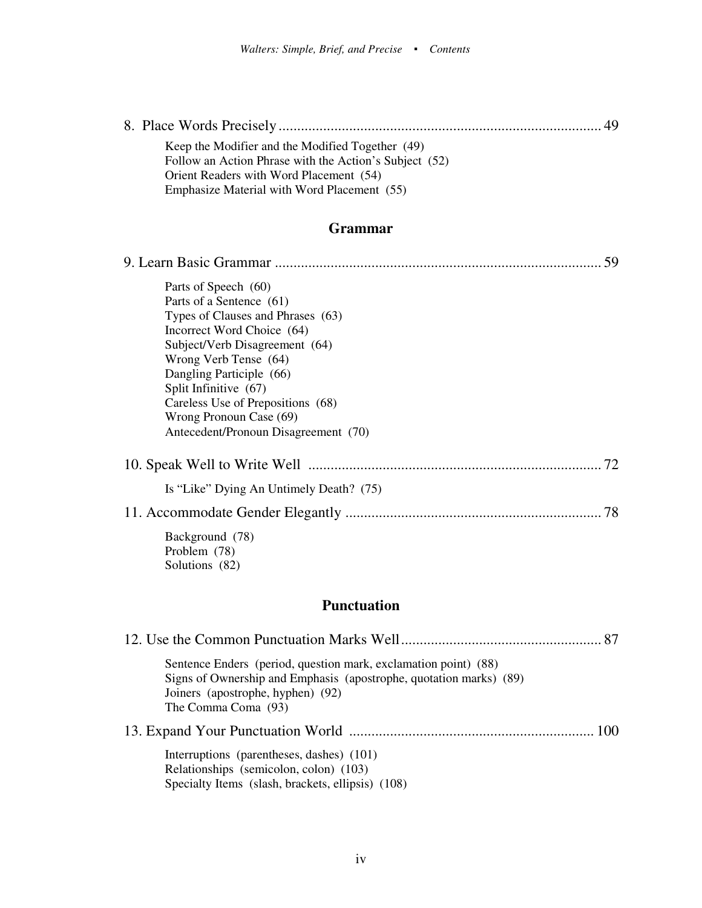8. Place Words Precisely ....................................................................................... 49

- Keep the Modifier and the Modified Together (49)
- Follow an Action Phrase with the Action's Subject (52)
- Orient Readers with Word Placement (54)
- Emphasize Material with Word Placement (55)

## Grammar

9. Learn Basic Grammar ....................................................................................... 59

- Parts of Speech (60)
- Parts of a Sentence (61)
- Types of Clauses and Phrases (63)
- Incorrect Word Choice (64)
- Subject/Verb Disagreement (64)
- Wrong Verb Tense (64)
- Dangling Participle (66)
- Split Infinitive (67)
- Careless Use of Prepositions (68)
- Wrong Pronoun Case (69)
- Antecedent/Pronoun Disagreement (70)

10. Speak Well to Write Well .............................................................................. 72

- Is "Like" Dying An Untimely Death? (75)

11. Accommodate Gender Elegantly .................................................................... 78

- Background (78)
- Problem (78)
- Solutions (82)

## Punctuation

12. Use the Common Punctuation Marks Well...................................................... 87

- Sentence Enders (period, question mark, exclamation point) (88)
- Signs of Ownership and Emphasis (apostrophe, quotation marks) (89)
- Joiners (apostrophe, hyphen) (92)
- The Comma Coma (93)

13. Expand Your Punctuation World ................................................................. 100

- Interruptions (parentheses, dashes) (101)
- Relationships (semicolon, colon) (103)
- Specialty Items (slash, brackets, ellipsis) (108)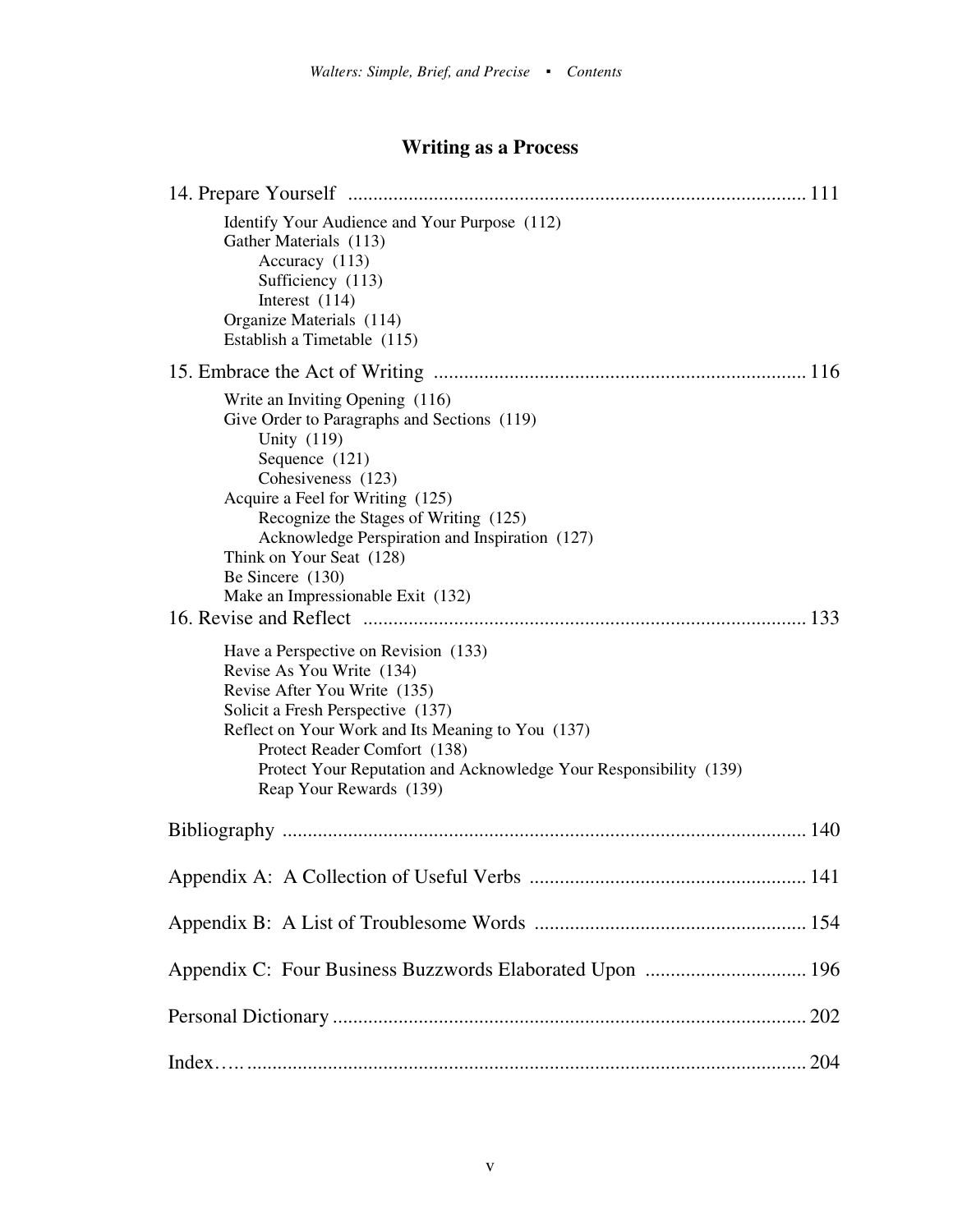## Writing as a Process

14. Prepare Yourself .......................................................................................... 111

- Identify Your Audience and Your Purpose (112)
- Gather Materials (113)
  - Accuracy (113)
  - Sufficiency (113)
  - Interest (114)
- Organize Materials (114)
- Establish a Timetable (115)

15. Embrace the Act of Writing ......................................................................... 116

- Write an Inviting Opening (116)
- Give Order to Paragraphs and Sections (119)
  - Unity (119)
  - Sequence (121)
  - Cohesiveness (123)
- Acquire a Feel for Writing (125)
  - Recognize the Stages of Writing (125)
  - Acknowledge Perspiration and Inspiration (127)
- Think on Your Seat (128)
- Be Sincere (130)
- Make an Impressionable Exit (132)

16. Revise and Reflect ....................................................................................... 133

- Have a Perspective on Revision (133)
- Revise As You Write (134)
- Revise After You Write (135)
- Solicit a Fresh Perspective (137)
- Reflect on Your Work and Its Meaning to You (137)
  - Protect Reader Comfort (138)
  - Protect Your Reputation and Acknowledge Your Responsibility (139)
  - Reap Your Rewards (139)

Bibliography ....................................................................................................... 140

Appendix A: A Collection of Useful Verbs ...................................................... 141

Appendix B: A List of Troublesome Words ..................................................... 154

Appendix C: Four Business Buzzwords Elaborated Upon ................................ 196

Personal Dictionary ............................................................................................ 202

Index….. .............................................................................................................. 204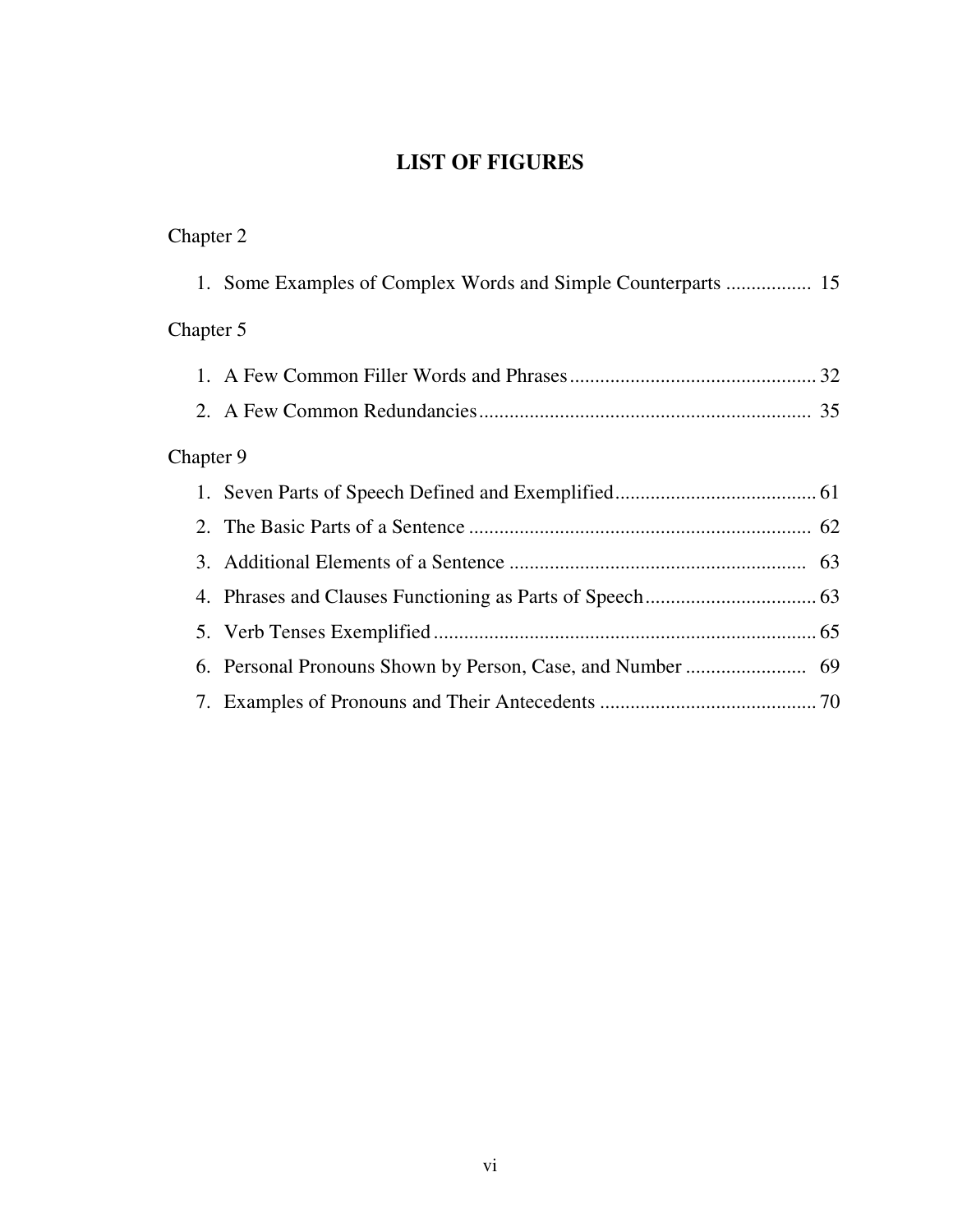# LIST OF FIGURES

Chapter 2

1. Some Examples of Complex Words and Simple Counterparts ................. 15

Chapter 5

1. A Few Common Filler Words and Phrases ................................................ 32
2. A Few Common Redundancies ................................................................. 35

Chapter 9

1. Seven Parts of Speech Defined and Exemplified ....................................... 61
2. The Basic Parts of a Sentence .................................................................... 62
3. Additional Elements of a Sentence ........................................................... 63
4. Phrases and Clauses Functioning as Parts of Speech ................................. 63
5. Verb Tenses Exemplified ........................................................................... 65
6. Personal Pronouns Shown by Person, Case, and Number ........................ 69
7. Examples of Pronouns and Their Antecedents .......................................... 70